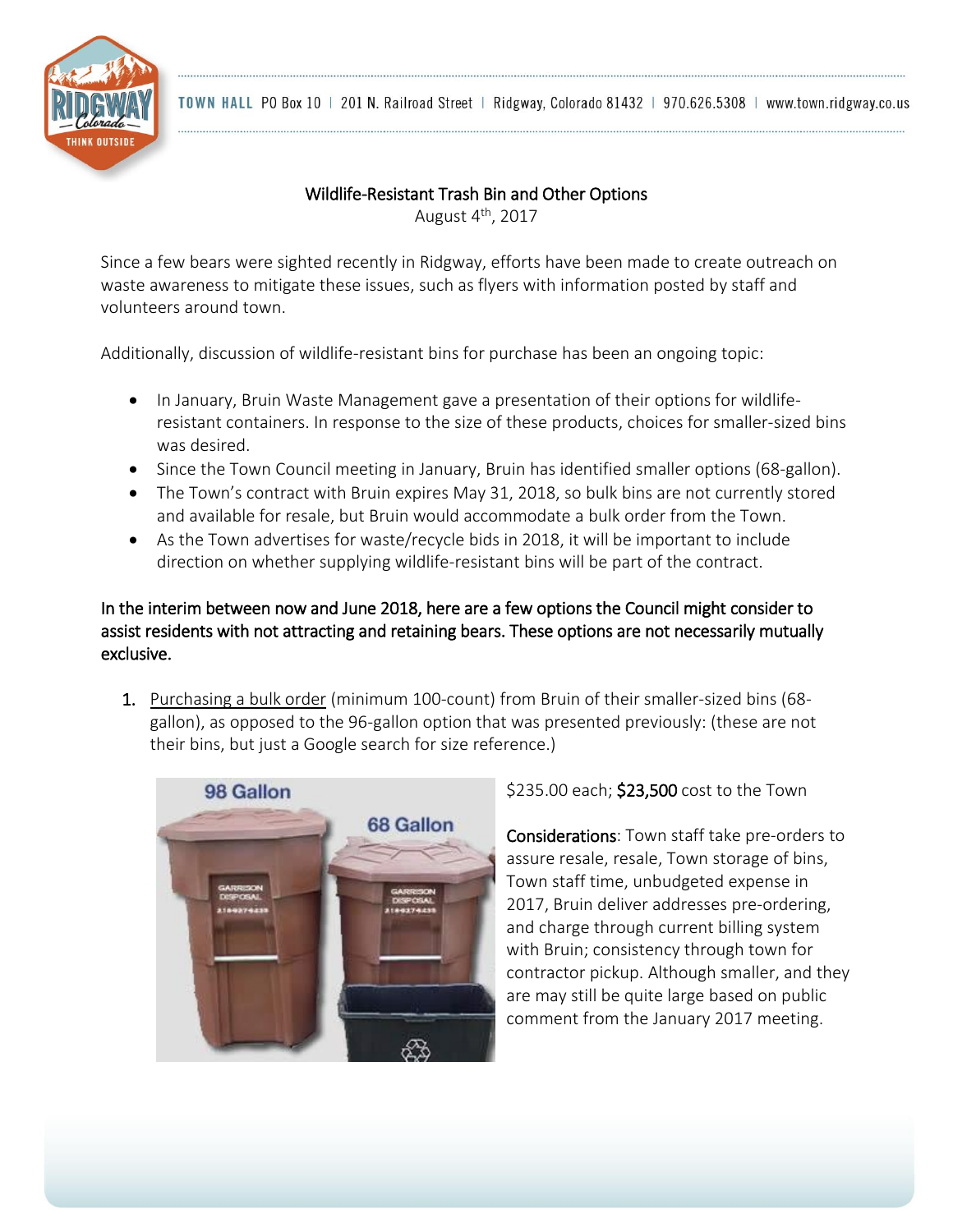TOWN HALL PO Box 10 | 201 N. Railroad Street | Ridgway, Colorado 81432 | 970.626.5308 | www.town.ridgway.co.us

## Wildlife-Resistant Trash Bin and Other Options

August 4th, 2017

Since a few bears were sighted recently in Ridgway, efforts have been made to create outreach on waste awareness to mitigate these issues, such as flyers with information posted by staff and volunteers around town.

Additionally, discussion of wildlife-resistant bins for purchase has been an ongoing topic:

- In January, Bruin Waste Management gave a presentation of their options for wildlife-resistant containers. In response to the size of these products, choices for smaller-sized bins was desired.
- Since the Town Council meeting in January, Bruin has identified smaller options (68-gallon).
- The Town's contract with Bruin expires May 31, 2018, so bulk bins are not currently stored and available for resale, but Bruin would accommodate a bulk order from the Town.
- As the Town advertises for waste/recycle bids in 2018, it will be important to include direction on whether supplying wildlife-resistant bins will be part of the contract.

**In the interim between now and June 2018, here are a few options the Council might consider to assist residents with not attracting and retaining bears. These options are not necessarily mutually exclusive.**

1. Purchasing a bulk order (minimum 100-count) from Bruin of their smaller-sized bins (68-gallon), as opposed to the 96-gallon option that was presented previously: (these are not their bins, but just a Google search for size reference.)

   $235.00 each; **$23,500** cost to the Town

   **Considerations**: Town staff take pre-orders to assure resale, resale, Town storage of bins, Town staff time, unbudgeted expense in 2017, Bruin deliver addresses pre-ordering, and charge through current billing system with Bruin; consistency through town for contractor pickup. Although smaller, and they are may still be quite large based on public comment from the January 2017 meeting.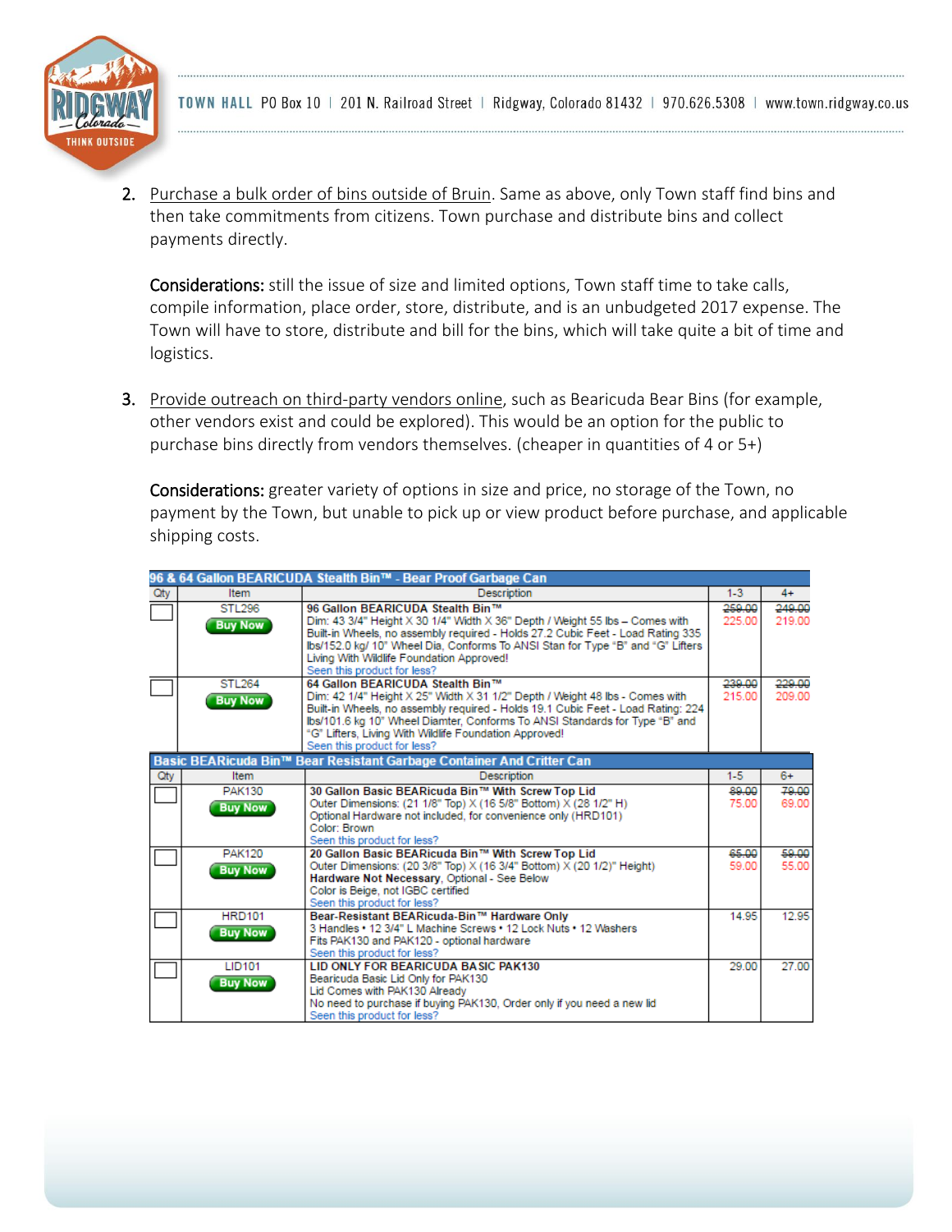2. Purchase a bulk order of bins outside of Bruin. Same as above, only Town staff find bins and then take commitments from citizens. Town purchase and distribute bins and collect payments directly.

   **Considerations:** still the issue of size and limited options, Town staff time to take calls, compile information, place order, store, distribute, and is an unbudgeted 2017 expense. The Town will have to store, distribute and bill for the bins, which will take quite a bit of time and logistics.

3. Provide outreach on third-party vendors online, such as Bearicuda Bear Bins (for example, other vendors exist and could be explored). This would be an option for the public to purchase bins directly from vendors themselves. (cheaper in quantities of 4 or 5+)

   **Considerations:** greater variety of options in size and price, no storage of the Town, no payment by the Town, but unable to pick up or view product before purchase, and applicable shipping costs.

| 96 & 64 Gallon BEARICUDA Stealth Bin™ - Bear Proof Garbage Can | | | | |
|---|---|---|---|---|
| Qty | Item | Description | 1-3 | 4+ |
| ☐ | STL296 Buy Now | **96 Gallon BEARICUDA Stealth Bin™** Dim: 43 3/4" Height X 30 1/4" Width X 36" Depth / Weight 55 lbs – Comes with Built-in Wheels, no assembly required - Holds 27.2 Cubic Feet - Load Rating 335 lbs/152.0 kg/ 10" Wheel Dia, Conforms To ANSI Stan for Type "B" and "G" Lifters Living With Wildlife Foundation Approved! Seen this product for less? | ~~259.00~~ 225.00 | ~~249.00~~ 219.00 |
| ☐ | STL264 Buy Now | **64 Gallon BEARICUDA Stealth Bin™** Dim: 42 1/4" Height X 25" Width X 31 1/2" Depth / Weight 48 lbs - Comes with Built-in Wheels, no assembly required - Holds 19.1 Cubic Feet - Load Rating: 224 lbs/101.6 kg 10" Wheel Diamter, Conforms To ANSI Standards for Type "B" and "G" Lifters, Living With Wildlife Foundation Approved! Seen this product for less? | ~~239.00~~ 215.00 | ~~229.00~~ 209.00 |

| Basic BEARicuda Bin™ Bear Resistant Garbage Container And Critter Can | | | | |
|---|---|---|---|---|
| Qty | Item | Description | 1-5 | 6+ |
| ☐ | PAK130 Buy Now | **30 Gallon Basic BEARicuda Bin™ With Screw Top Lid** Outer Dimensions: (21 1/8" Top) X (16 5/8" Bottom) X (28 1/2" H) Optional Hardware not included, for convenience only (HRD101) Color: Brown Seen this product for less? | ~~89.00~~ 75.00 | ~~79.00~~ 69.00 |
| ☐ | PAK120 Buy Now | **20 Gallon Basic BEARicuda Bin™ With Screw Top Lid** Outer Dimensions: (20 3/8" Top) X (16 3/4" Bottom) X (20 1/2)" Height) **Hardware Not Necessary**, Optional - See Below Color is Beige, not IGBC certified Seen this product for less? | ~~65.00~~ 59.00 | ~~59.00~~ 55.00 |
| ☐ | HRD101 Buy Now | **Bear-Resistant BEARicuda-Bin™ Hardware Only** 3 Handles • 12 3/4" L Machine Screws • 12 Lock Nuts • 12 Washers Fits PAK130 and PAK120 - optional hardware Seen this product for less? | 14.95 | 12.95 |
| ☐ | LID101 Buy Now | **LID ONLY FOR BEARICUDA BASIC PAK130** Bearicuda Basic Lid Only for PAK130 Lid Comes with PAK130 Already No need to purchase if buying PAK130, Order only if you need a new lid Seen this product for less? | 29.00 | 27.00 |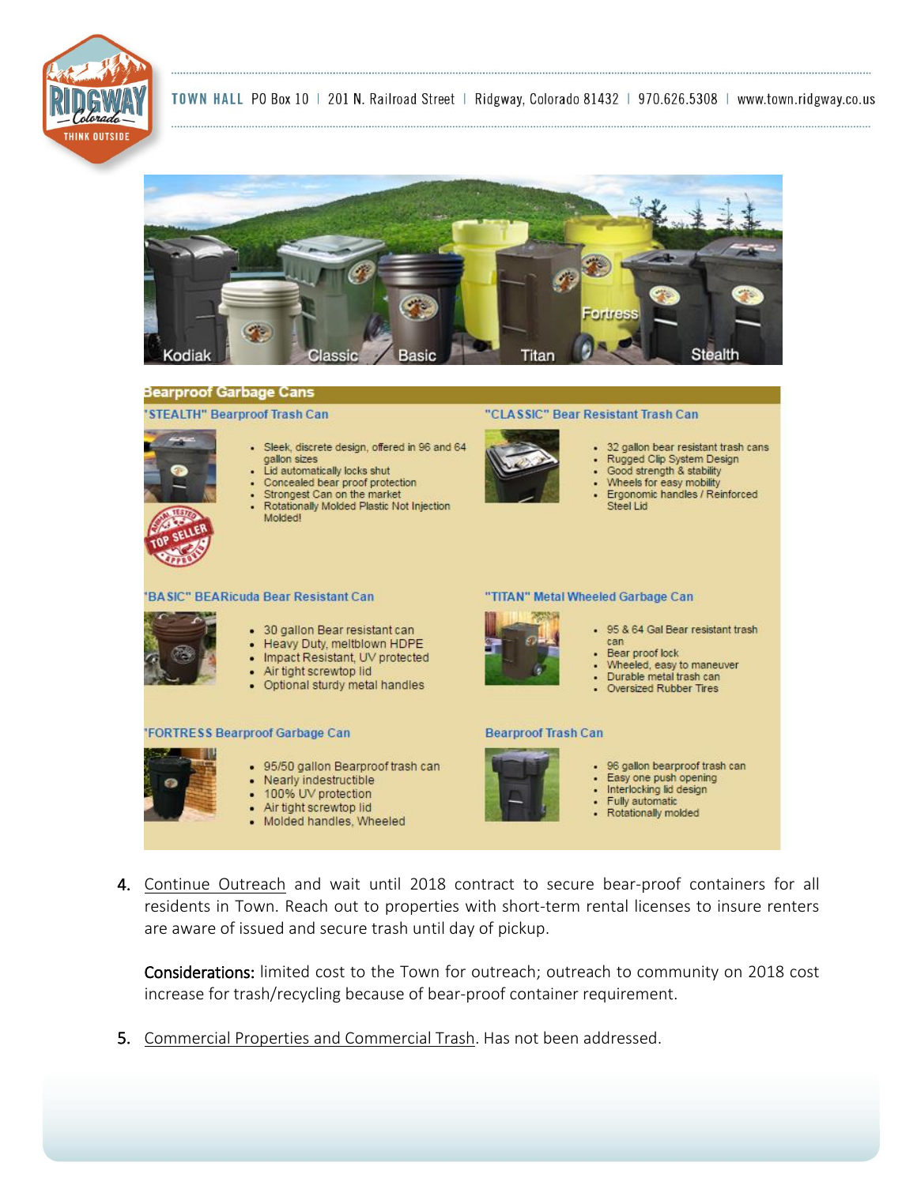Bearproof Garbage Cans

"STEALTH" Bearproof Trash Can

- Sleek, discrete design, offered in 96 and 64 gallon sizes
- Lid automatically locks shut
- Concealed bear proof protection
- Strongest Can on the market
- Rotationally Molded Plastic Not Injection Molded!

"CLASSIC" Bear Resistant Trash Can

- 32 gallon bear resistant trash cans
- Rugged Clip System Design
- Good strength & stability
- Wheels for easy mobility
- Ergonomic handles / Reinforced Steel Lid

"BASIC" BEARicuda Bear Resistant Can

- 30 gallon Bear resistant can
- Heavy Duty, meltblown HDPE
- Impact Resistant, UV protected
- Air tight screwtop lid
- Optional sturdy metal handles

"TITAN" Metal Wheeled Garbage Can

- 95 & 64 Gal Bear resistant trash can
- Bear proof lock
- Wheeled, easy to maneuver
- Durable metal trash can
- Oversized Rubber Tires

"FORTRESS Bearproof Garbage Can

- 95/50 gallon Bearproof trash can
- Nearly indestructible
- 100% UV protection
- Air tight screwtop lid
- Molded handles, Wheeled

Bearproof Trash Can

- 96 gallon bearproof trash can
- Easy one push opening
- Interlocking lid design
- Fully automatic
- Rotationally molded

4. Continue Outreach and wait until 2018 contract to secure bear-proof containers for all residents in Town. Reach out to properties with short-term rental licenses to insure renters are aware of issued and secure trash until day of pickup.

   **Considerations:** limited cost to the Town for outreach; outreach to community on 2018 cost increase for trash/recycling because of bear-proof container requirement.

5. Commercial Properties and Commercial Trash. Has not been addressed.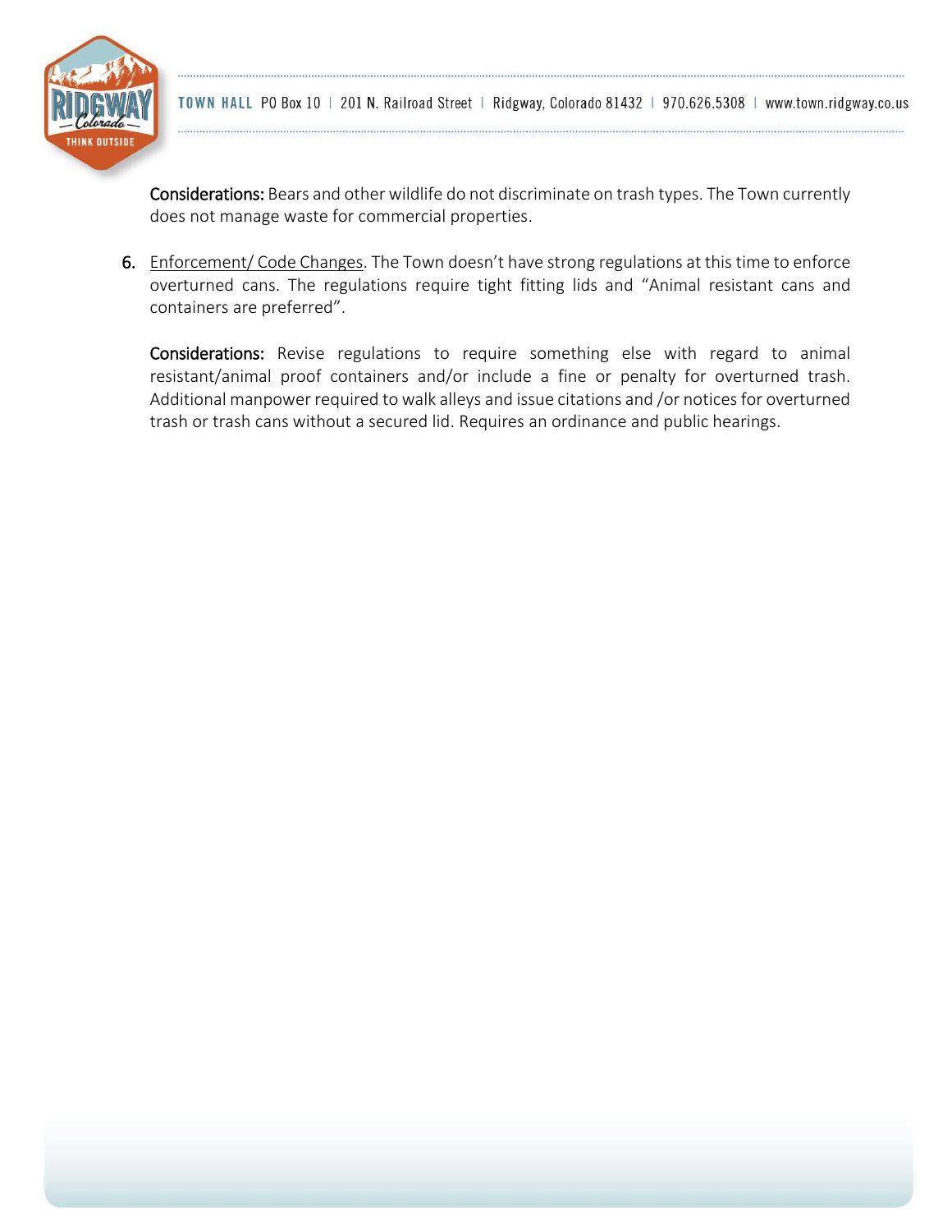**Considerations:** Bears and other wildlife do not discriminate on trash types. The Town currently does not manage waste for commercial properties.

6. Enforcement/ Code Changes. The Town doesn't have strong regulations at this time to enforce overturned cans. The regulations require tight fitting lids and "Animal resistant cans and containers are preferred".

   **Considerations:** Revise regulations to require something else with regard to animal resistant/animal proof containers and/or include a fine or penalty for overturned trash. Additional manpower required to walk alleys and issue citations and /or notices for overturned trash or trash cans without a secured lid. Requires an ordinance and public hearings.